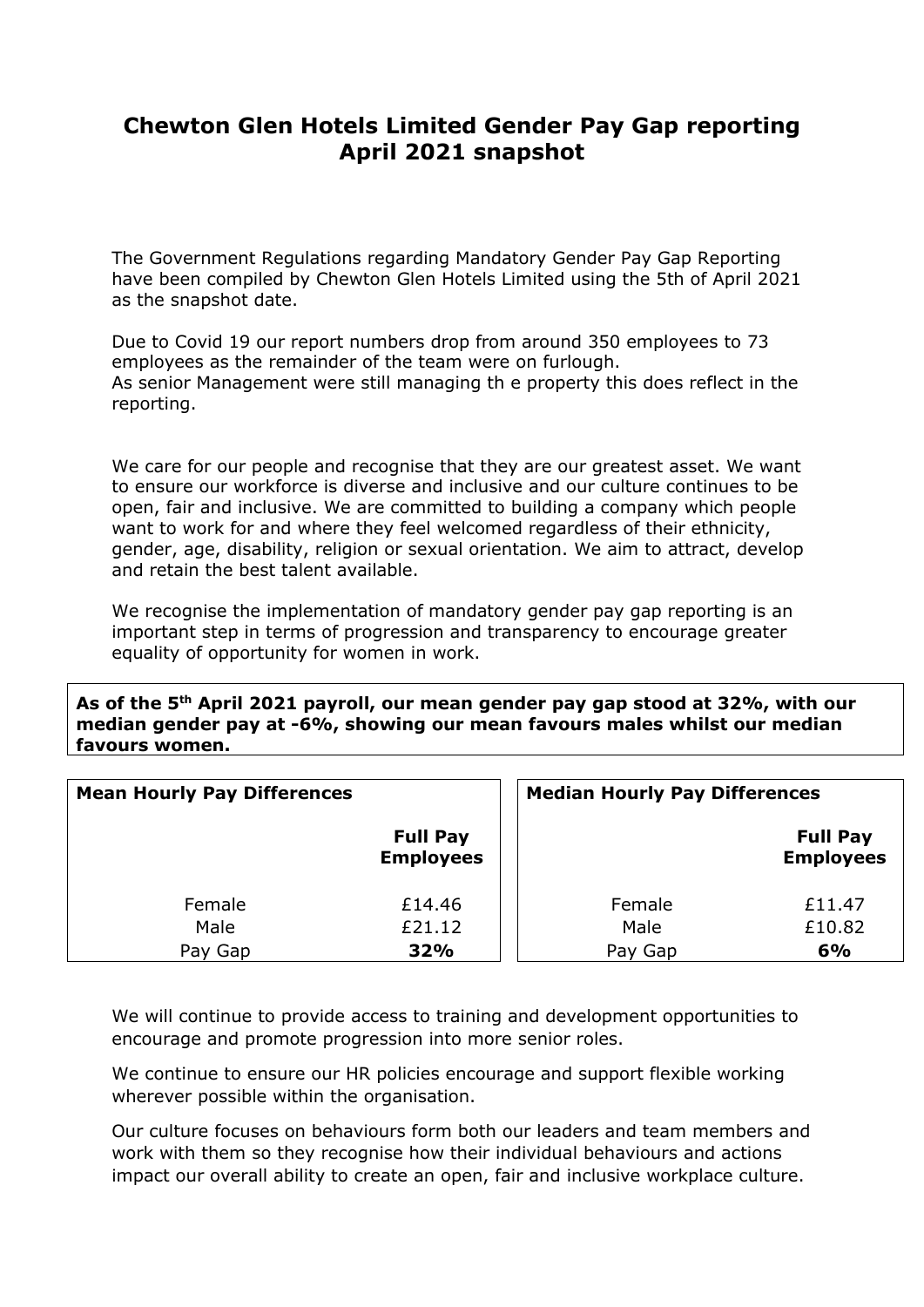# Chewton Glen Hotels Limited Gender Pay Gap reporting April 2021 snapshot

The Government Regulations regarding Mandatory Gender Pay Gap Reporting have been compiled by Chewton Glen Hotels Limited using the 5th of April 2021 as the snapshot date.

Due to Covid 19 our report numbers drop from around 350 employees to 73 employees as the remainder of the team were on furlough.
As senior Management were still managing th e property this does reflect in the reporting.

We care for our people and recognise that they are our greatest asset. We want to ensure our workforce is diverse and inclusive and our culture continues to be open, fair and inclusive. We are committed to building a company which people want to work for and where they feel welcomed regardless of their ethnicity, gender, age, disability, religion or sexual orientation. We aim to attract, develop and retain the best talent available.

We recognise the implementation of mandatory gender pay gap reporting is an important step in terms of progression and transparency to encourage greater equality of opportunity for women in work.

**As of the 5th April 2021 payroll, our mean gender pay gap stood at 32%, with our median gender pay at -6%, showing our mean favours males whilst our median favours women.**

| **Mean Hourly Pay Differences** | **Full Pay Employees** |
|---|---|
| Female | £14.46 |
| Male | £21.12 |
| Pay Gap | **32%** |

| **Median Hourly Pay Differences** | **Full Pay Employees** |
|---|---|
| Female | £11.47 |
| Male | £10.82 |
| Pay Gap | **6%** |

We will continue to provide access to training and development opportunities to encourage and promote progression into more senior roles.

We continue to ensure our HR policies encourage and support flexible working wherever possible within the organisation.

Our culture focuses on behaviours form both our leaders and team members and work with them so they recognise how their individual behaviours and actions impact our overall ability to create an open, fair and inclusive workplace culture.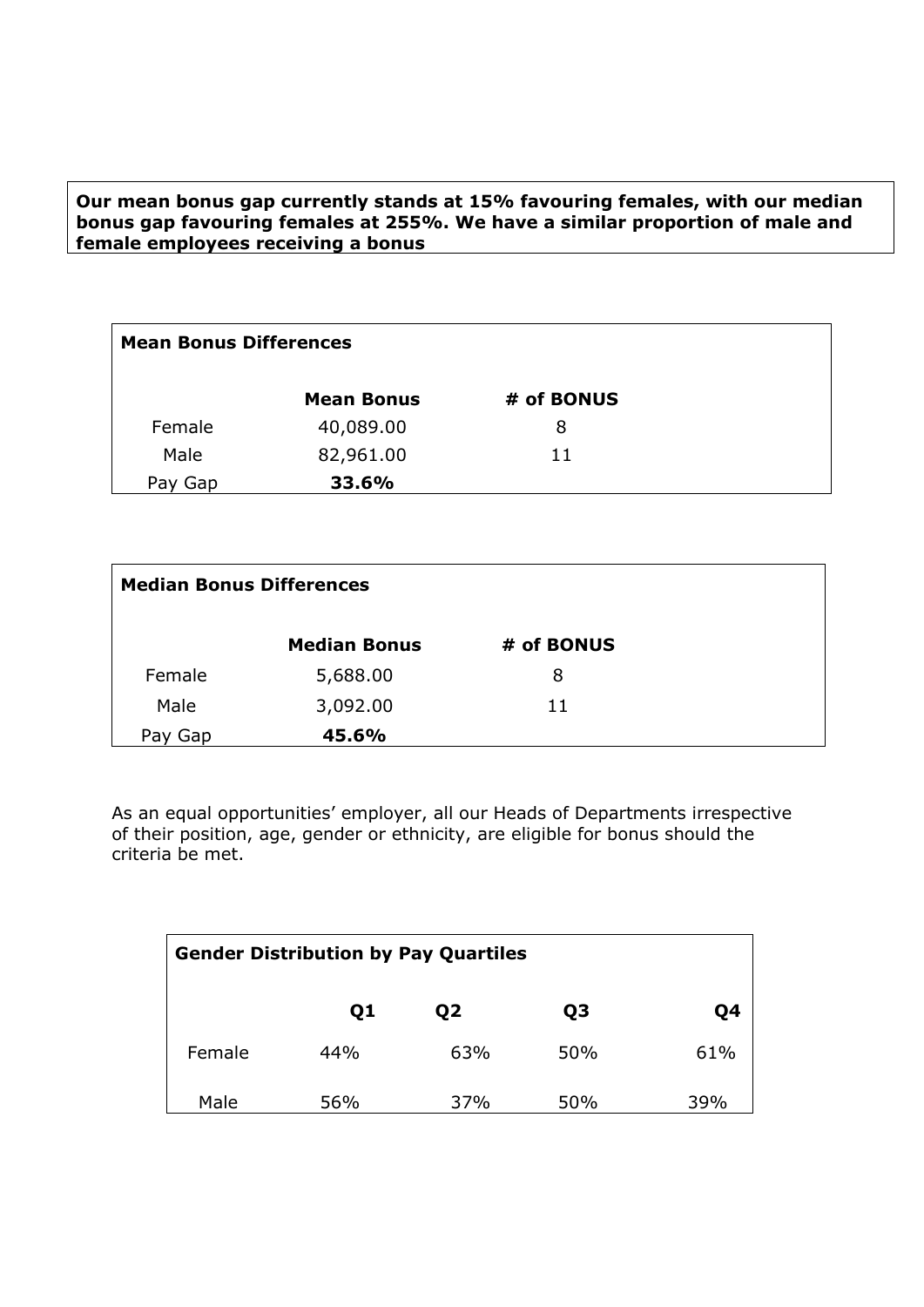**Our mean bonus gap currently stands at 15% favouring females, with our median bonus gap favouring females at 255%. We have a similar proportion of male and female employees receiving a bonus**

| **Mean Bonus Differences** | | |
|---|---|---|
| | **Mean Bonus** | **# of BONUS** |
| Female | 40,089.00 | 8 |
| Male | 82,961.00 | 11 |
| Pay Gap | **33.6%** | |

| **Median Bonus Differences** | | |
|---|---|---|
| | **Median Bonus** | **# of BONUS** |
| Female | 5,688.00 | 8 |
| Male | 3,092.00 | 11 |
| Pay Gap | **45.6%** | |

As an equal opportunities' employer, all our Heads of Departments irrespective of their position, age, gender or ethnicity, are eligible for bonus should the criteria be met.

| **Gender Distribution by Pay Quartiles** | | | | |
|---|---|---|---|---|
| | **Q1** | **Q2** | **Q3** | **Q4** |
| Female | 44% | 63% | 50% | 61% |
| Male | 56% | 37% | 50% | 39% |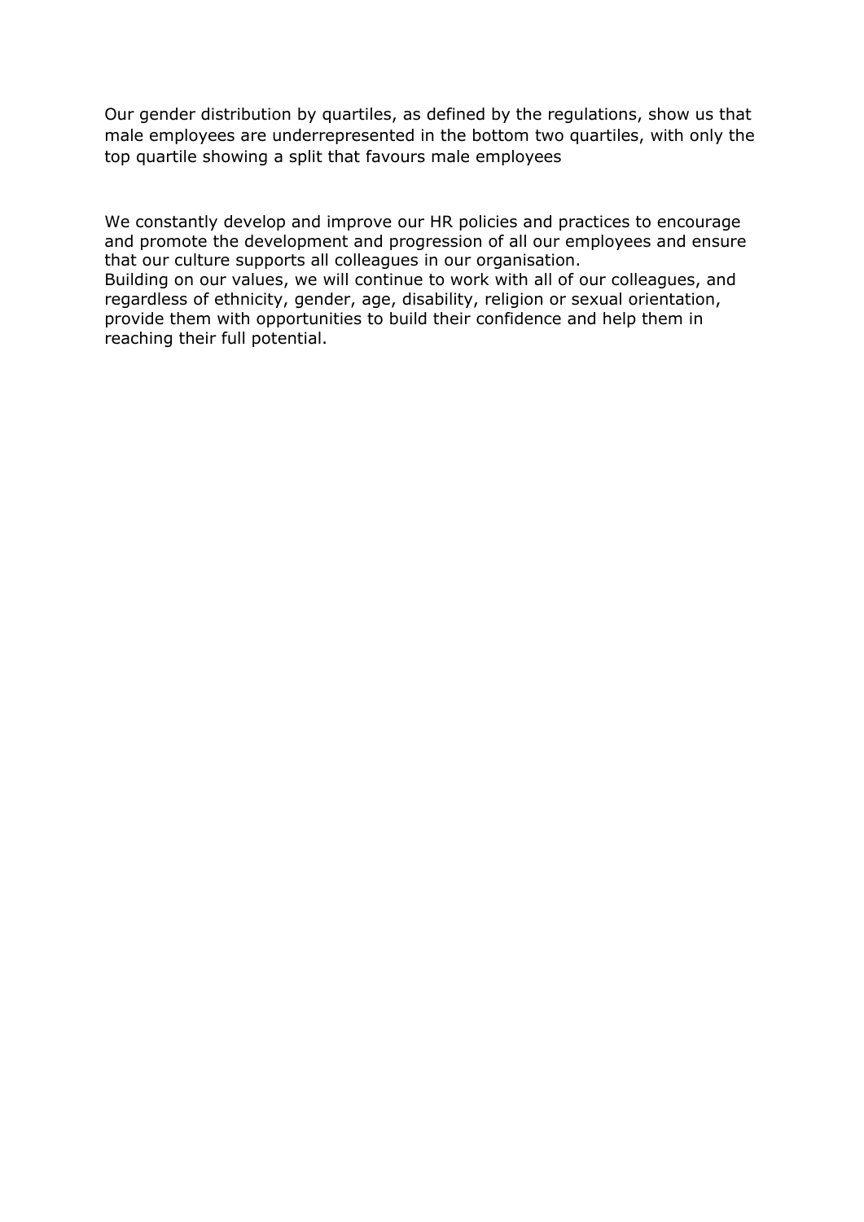Our gender distribution by quartiles, as defined by the regulations, show us that male employees are underrepresented in the bottom two quartiles, with only the top quartile showing a split that favours male employees

We constantly develop and improve our HR policies and practices to encourage and promote the development and progression of all our employees and ensure that our culture supports all colleagues in our organisation.
Building on our values, we will continue to work with all of our colleagues, and regardless of ethnicity, gender, age, disability, religion or sexual orientation, provide them with opportunities to build their confidence and help them in reaching their full potential.